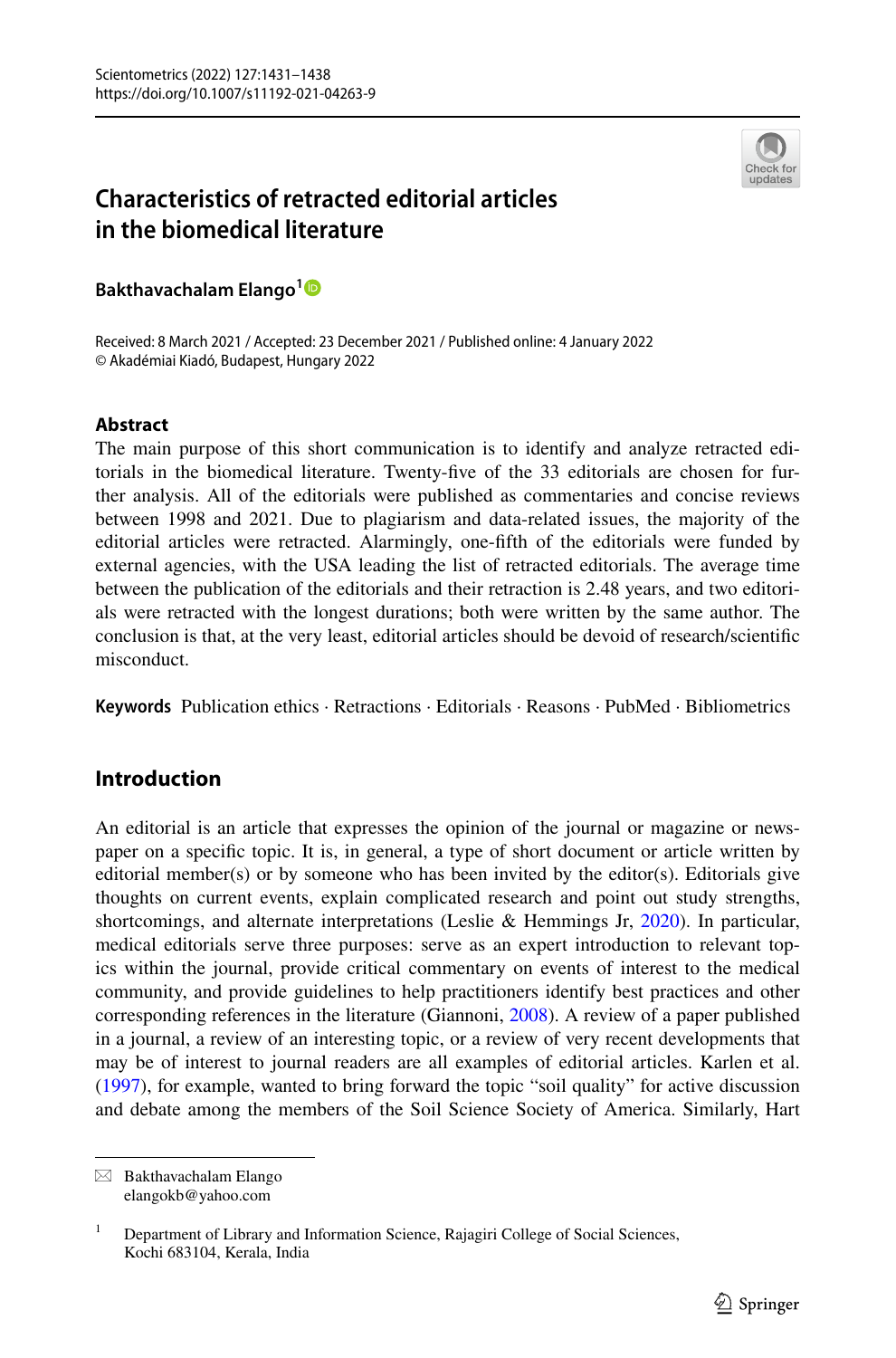# Characteristics of retracted editorial articles in the biomedical literature

**Bakthavachalam Elango**[1]

Received: 8 March 2021 / Accepted: 23 December 2021 / Published online: 4 January 2022
© Akadémiai Kiadó, Budapest, Hungary 2022

## Abstract

The main purpose of this short communication is to identify and analyze retracted editorials in the biomedical literature. Twenty-five of the 33 editorials are chosen for further analysis. All of the editorials were published as commentaries and concise reviews between 1998 and 2021. Due to plagiarism and data-related issues, the majority of the editorial articles were retracted. Alarmingly, one-fifth of the editorials were funded by external agencies, with the USA leading the list of retracted editorials. The average time between the publication of the editorials and their retraction is 2.48 years, and two editorials were retracted with the longest durations; both were written by the same author. The conclusion is that, at the very least, editorial articles should be devoid of research/scientific misconduct.

**Keywords** Publication ethics · Retractions · Editorials · Reasons · PubMed · Bibliometrics

## Introduction

An editorial is an article that expresses the opinion of the journal or magazine or newspaper on a specific topic. It is, in general, a type of short document or article written by editorial member(s) or by someone who has been invited by the editor(s). Editorials give thoughts on current events, explain complicated research and point out study strengths, shortcomings, and alternate interpretations (Leslie & Hemmings Jr, 2020). In particular, medical editorials serve three purposes: serve as an expert introduction to relevant topics within the journal, provide critical commentary on events of interest to the medical community, and provide guidelines to help practitioners identify best practices and other corresponding references in the literature (Giannoni, 2008). A review of a paper published in a journal, a review of an interesting topic, or a review of very recent developments that may be of interest to journal readers are all examples of editorial articles. Karlen et al. (1997), for example, wanted to bring forward the topic "soil quality" for active discussion and debate among the members of the Soil Science Society of America. Similarly, Hart

---

✉ Bakthavachalam Elango
elangokb@yahoo.com

[1] Department of Library and Information Science, Rajagiri College of Social Sciences, Kochi 683104, Kerala, India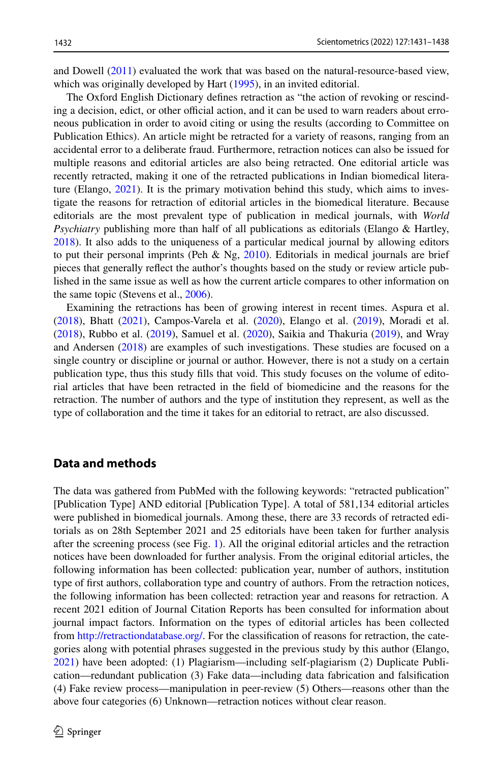and Dowell (2011) evaluated the work that was based on the natural-resource-based view, which was originally developed by Hart (1995), in an invited editorial.

The Oxford English Dictionary defines retraction as "the action of revoking or rescinding a decision, edict, or other official action, and it can be used to warn readers about erroneous publication in order to avoid citing or using the results (according to Committee on Publication Ethics). An article might be retracted for a variety of reasons, ranging from an accidental error to a deliberate fraud. Furthermore, retraction notices can also be issued for multiple reasons and editorial articles are also being retracted. One editorial article was recently retracted, making it one of the retracted publications in Indian biomedical literature (Elango, 2021). It is the primary motivation behind this study, which aims to investigate the reasons for retraction of editorial articles in the biomedical literature. Because editorials are the most prevalent type of publication in medical journals, with *World Psychiatry* publishing more than half of all publications as editorials (Elango & Hartley, 2018). It also adds to the uniqueness of a particular medical journal by allowing editors to put their personal imprints (Peh & Ng, 2010). Editorials in medical journals are brief pieces that generally reflect the author's thoughts based on the study or review article published in the same issue as well as how the current article compares to other information on the same topic (Stevens et al., 2006).

Examining the retractions has been of growing interest in recent times. Aspura et al. (2018), Bhatt (2021), Campos-Varela et al. (2020), Elango et al. (2019), Moradi et al. (2018), Rubbo et al. (2019), Samuel et al. (2020), Saikia and Thakuria (2019), and Wray and Andersen (2018) are examples of such investigations. These studies are focused on a single country or discipline or journal or author. However, there is not a study on a certain publication type, thus this study fills that void. This study focuses on the volume of editorial articles that have been retracted in the field of biomedicine and the reasons for the retraction. The number of authors and the type of institution they represent, as well as the type of collaboration and the time it takes for an editorial to retract, are also discussed.

## Data and methods

The data was gathered from PubMed with the following keywords: "retracted publication" [Publication Type] AND editorial [Publication Type]. A total of 581,134 editorial articles were published in biomedical journals. Among these, there are 33 records of retracted editorials as on 28th September 2021 and 25 editorials have been taken for further analysis after the screening process (see Fig. 1). All the original editorial articles and the retraction notices have been downloaded for further analysis. From the original editorial articles, the following information has been collected: publication year, number of authors, institution type of first authors, collaboration type and country of authors. From the retraction notices, the following information has been collected: retraction year and reasons for retraction. A recent 2021 edition of Journal Citation Reports has been consulted for information about journal impact factors. Information on the types of editorial articles has been collected from http://retractiondatabase.org/. For the classification of reasons for retraction, the categories along with potential phrases suggested in the previous study by this author (Elango, 2021) have been adopted: (1) Plagiarism—including self-plagiarism (2) Duplicate Publication—redundant publication (3) Fake data—including data fabrication and falsification (4) Fake review process—manipulation in peer-review (5) Others—reasons other than the above four categories (6) Unknown—retraction notices without clear reason.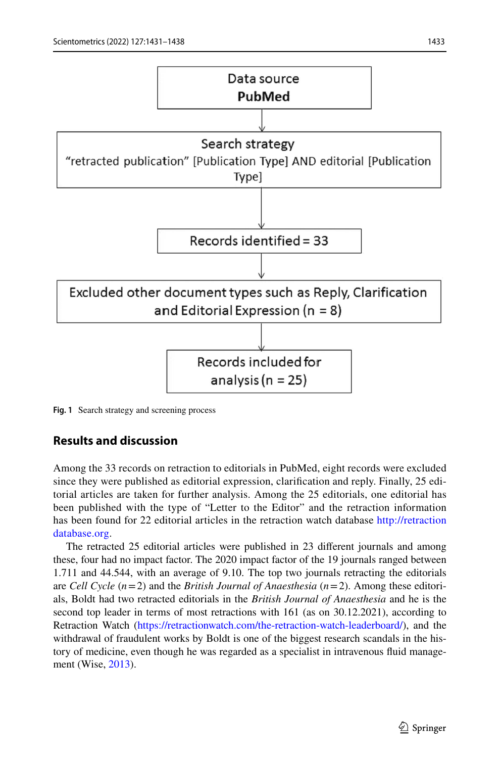Data source
PubMed

Search strategy
"retracted publication" [Publication Type] AND editorial [Publication Type]

Records identified = 33

Excluded other document types such as Reply, Clarification and Editorial Expression (n = 8)

Records included for analysis (n = 25)

**Fig. 1** Search strategy and screening process

## Results and discussion

Among the 33 records on retraction to editorials in PubMed, eight records were excluded since they were published as editorial expression, clarification and reply. Finally, 25 editorial articles are taken for further analysis. Among the 25 editorials, one editorial has been published with the type of "Letter to the Editor" and the retraction information has been found for 22 editorial articles in the retraction watch database http://retractiondatabase.org.

The retracted 25 editorial articles were published in 23 different journals and among these, four had no impact factor. The 2020 impact factor of the 19 journals ranged between 1.711 and 44.544, with an average of 9.10. The top two journals retracting the editorials are *Cell Cycle* ($n=2$) and the *British Journal of Anaesthesia* ($n=2$). Among these editorials, Boldt had two retracted editorials in the *British Journal of Anaesthesia* and he is the second top leader in terms of most retractions with 161 (as on 30.12.2021), according to Retraction Watch (https://retractionwatch.com/the-retraction-watch-leaderboard/), and the withdrawal of fraudulent works by Boldt is one of the biggest research scandals in the history of medicine, even though he was regarded as a specialist in intravenous fluid management (Wise, 2013).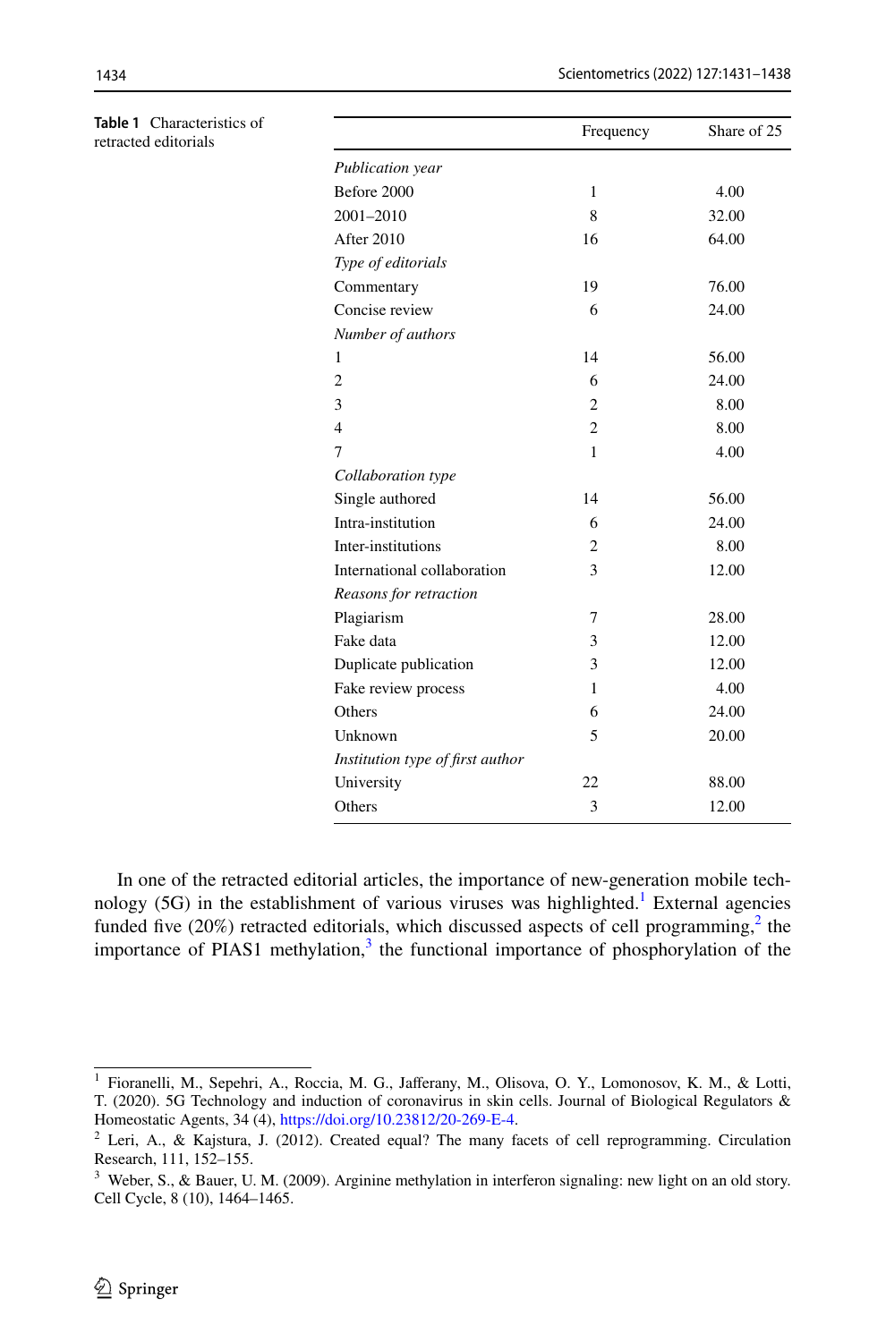**Table 1** Characteristics of retracted editorials

| | Frequency | Share of 25 |
|---|---|---|
| *Publication year* | | |
| Before 2000 | 1 | 4.00 |
| 2001–2010 | 8 | 32.00 |
| After 2010 | 16 | 64.00 |
| *Type of editorials* | | |
| Commentary | 19 | 76.00 |
| Concise review | 6 | 24.00 |
| *Number of authors* | | |
| 1 | 14 | 56.00 |
| 2 | 6 | 24.00 |
| 3 | 2 | 8.00 |
| 4 | 2 | 8.00 |
| 7 | 1 | 4.00 |
| *Collaboration type* | | |
| Single authored | 14 | 56.00 |
| Intra-institution | 6 | 24.00 |
| Inter-institutions | 2 | 8.00 |
| International collaboration | 3 | 12.00 |
| *Reasons for retraction* | | |
| Plagiarism | 7 | 28.00 |
| Fake data | 3 | 12.00 |
| Duplicate publication | 3 | 12.00 |
| Fake review process | 1 | 4.00 |
| Others | 6 | 24.00 |
| Unknown | 5 | 20.00 |
| *Institution type of first author* | | |
| University | 22 | 88.00 |
| Others | 3 | 12.00 |

In one of the retracted editorial articles, the importance of new-generation mobile technology (5G) in the establishment of various viruses was highlighted.[1] External agencies funded five (20%) retracted editorials, which discussed aspects of cell programming,[2] the importance of PIAS1 methylation,[3] the functional importance of phosphorylation of the

[1] Fioranelli, M., Sepehri, A., Roccia, M. G., Jafferany, M., Olisova, O. Y., Lomonosov, K. M., & Lotti, T. (2020). 5G Technology and induction of coronavirus in skin cells. Journal of Biological Regulators & Homeostatic Agents, 34 (4), https://doi.org/10.23812/20-269-E-4.

[2] Leri, A., & Kajstura, J. (2012). Created equal? The many facets of cell reprogramming. Circulation Research, 111, 152–155.

[3] Weber, S., & Bauer, U. M. (2009). Arginine methylation in interferon signaling: new light on an old story. Cell Cycle, 8 (10), 1464–1465.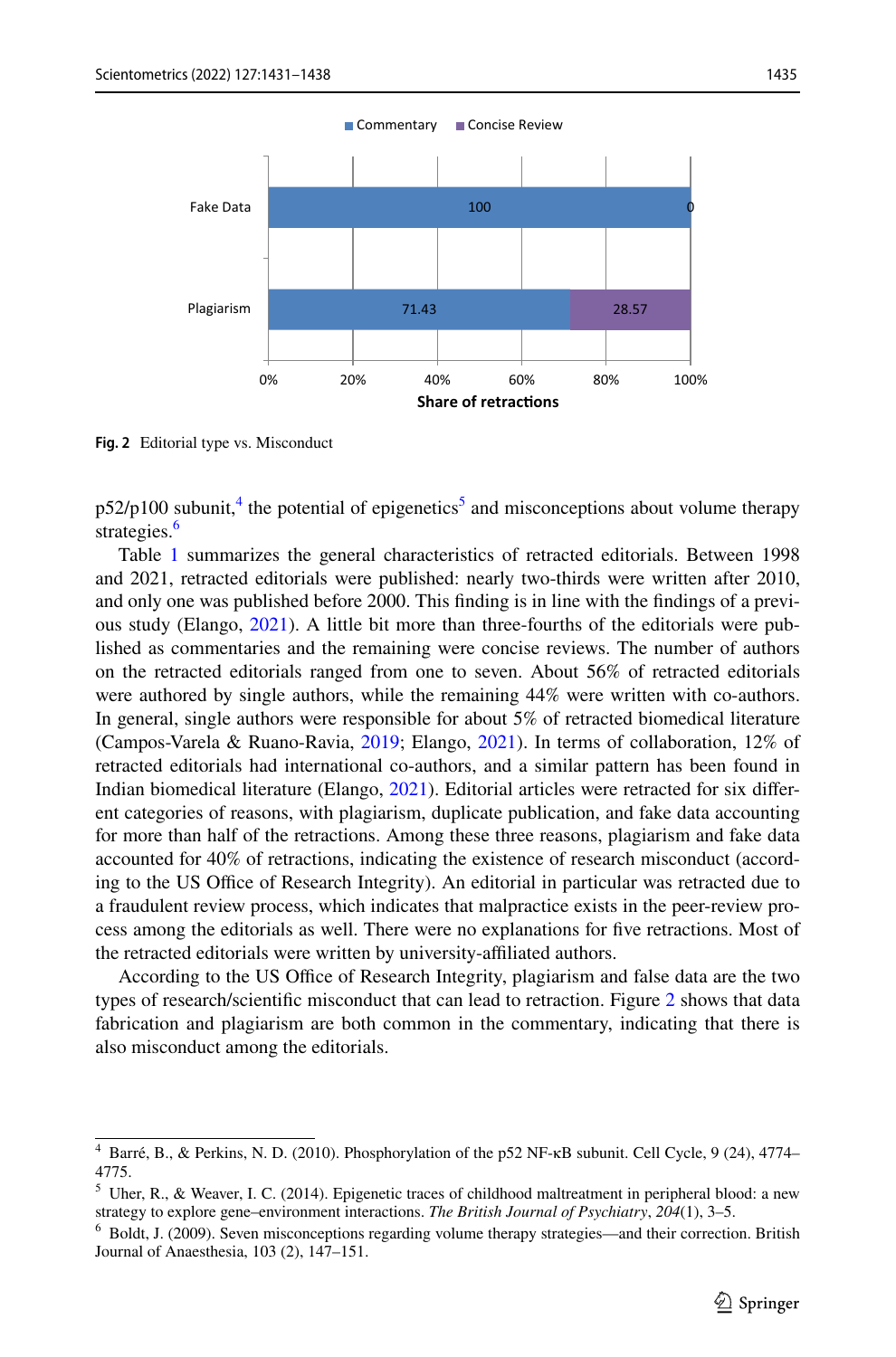**Fig. 2** Editorial type vs. Misconduct

p52/p100 subunit,[4] the potential of epigenetics[5] and misconceptions about volume therapy strategies.[6]

Table 1 summarizes the general characteristics of retracted editorials. Between 1998 and 2021, retracted editorials were published: nearly two-thirds were written after 2010, and only one was published before 2000. This finding is in line with the findings of a previous study (Elango, 2021). A little bit more than three-fourths of the editorials were published as commentaries and the remaining were concise reviews. The number of authors on the retracted editorials ranged from one to seven. About 56% of retracted editorials were authored by single authors, while the remaining 44% were written with co-authors. In general, single authors were responsible for about 5% of retracted biomedical literature (Campos-Varela & Ruano-Ravia, 2019; Elango, 2021). In terms of collaboration, 12% of retracted editorials had international co-authors, and a similar pattern has been found in Indian biomedical literature (Elango, 2021). Editorial articles were retracted for six different categories of reasons, with plagiarism, duplicate publication, and fake data accounting for more than half of the retractions. Among these three reasons, plagiarism and fake data accounted for 40% of retractions, indicating the existence of research misconduct (according to the US Office of Research Integrity). An editorial in particular was retracted due to a fraudulent review process, which indicates that malpractice exists in the peer-review process among the editorials as well. There were no explanations for five retractions. Most of the retracted editorials were written by university-affiliated authors.

According to the US Office of Research Integrity, plagiarism and false data are the two types of research/scientific misconduct that can lead to retraction. Figure 2 shows that data fabrication and plagiarism are both common in the commentary, indicating that there is also misconduct among the editorials.

---

[4] Barré, B., & Perkins, N. D. (2010). Phosphorylation of the p52 NF-κB subunit. Cell Cycle, 9 (24), 4774–4775.

[5] Uher, R., & Weaver, I. C. (2014). Epigenetic traces of childhood maltreatment in peripheral blood: a new strategy to explore gene–environment interactions. *The British Journal of Psychiatry*, *204*(1), 3–5.

[6] Boldt, J. (2009). Seven misconceptions regarding volume therapy strategies—and their correction. British Journal of Anaesthesia, 103 (2), 147–151.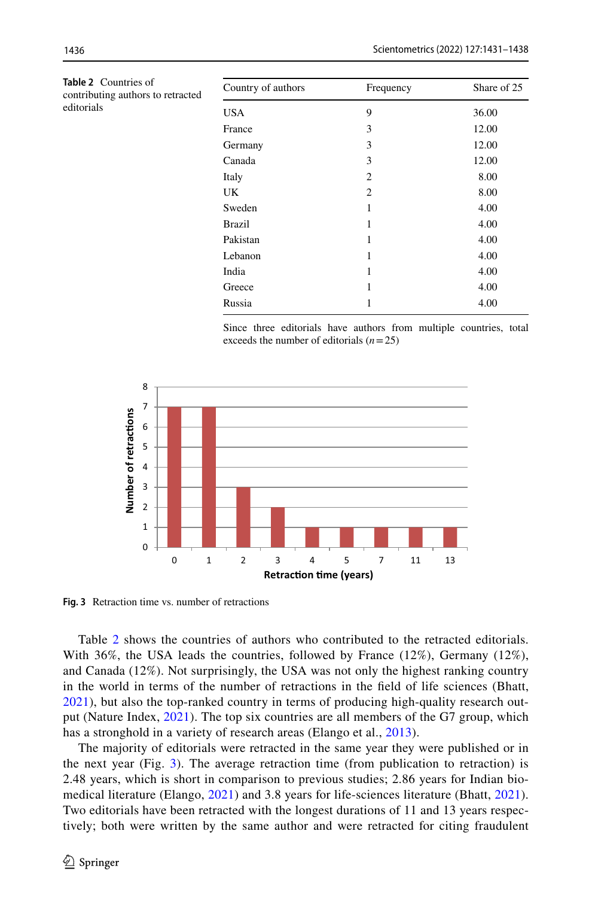**Table 2** Countries of contributing authors to retracted editorials

| Country of authors | Frequency | Share of 25 |
|---|---|---|
| USA | 9 | 36.00 |
| France | 3 | 12.00 |
| Germany | 3 | 12.00 |
| Canada | 3 | 12.00 |
| Italy | 2 | 8.00 |
| UK | 2 | 8.00 |
| Sweden | 1 | 4.00 |
| Brazil | 1 | 4.00 |
| Pakistan | 1 | 4.00 |
| Lebanon | 1 | 4.00 |
| India | 1 | 4.00 |
| Greece | 1 | 4.00 |
| Russia | 1 | 4.00 |

Since three editorials have authors from multiple countries, total exceeds the number of editorials ($n = 25$)

**Fig. 3** Retraction time vs. number of retractions

Table 2 shows the countries of authors who contributed to the retracted editorials. With 36%, the USA leads the countries, followed by France (12%), Germany (12%), and Canada (12%). Not surprisingly, the USA was not only the highest ranking country in the world in terms of the number of retractions in the field of life sciences (Bhatt, 2021), but also the top-ranked country in terms of producing high-quality research output (Nature Index, 2021). The top six countries are all members of the G7 group, which has a stronghold in a variety of research areas (Elango et al., 2013).

The majority of editorials were retracted in the same year they were published or in the next year (Fig. 3). The average retraction time (from publication to retraction) is 2.48 years, which is short in comparison to previous studies; 2.86 years for Indian biomedical literature (Elango, 2021) and 3.8 years for life-sciences literature (Bhatt, 2021). Two editorials have been retracted with the longest durations of 11 and 13 years respectively; both were written by the same author and were retracted for citing fraudulent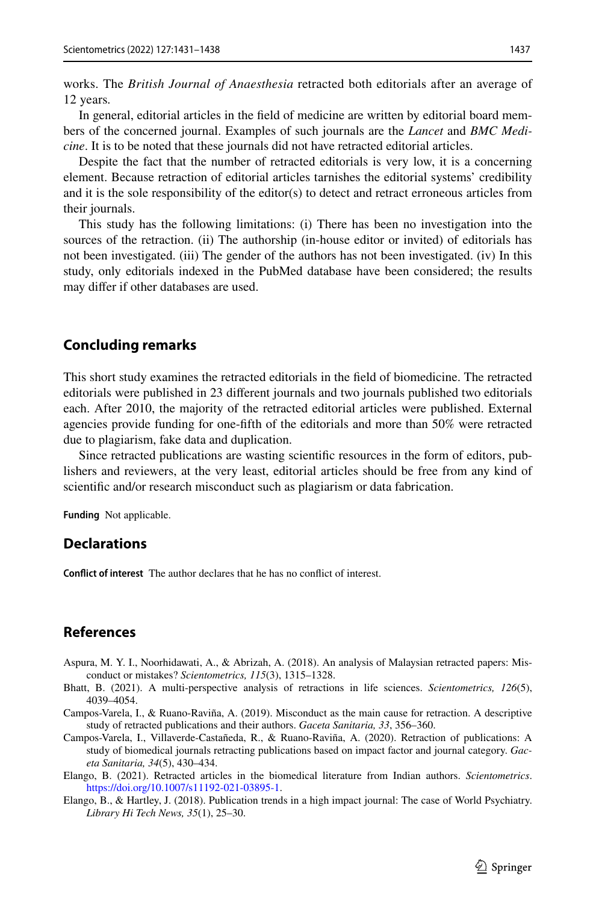works. The *British Journal of Anaesthesia* retracted both editorials after an average of 12 years.

In general, editorial articles in the field of medicine are written by editorial board members of the concerned journal. Examples of such journals are the *Lancet* and *BMC Medicine*. It is to be noted that these journals did not have retracted editorial articles.

Despite the fact that the number of retracted editorials is very low, it is a concerning element. Because retraction of editorial articles tarnishes the editorial systems' credibility and it is the sole responsibility of the editor(s) to detect and retract erroneous articles from their journals.

This study has the following limitations: (i) There has been no investigation into the sources of the retraction. (ii) The authorship (in-house editor or invited) of editorials has not been investigated. (iii) The gender of the authors has not been investigated. (iv) In this study, only editorials indexed in the PubMed database have been considered; the results may differ if other databases are used.

## Concluding remarks

This short study examines the retracted editorials in the field of biomedicine. The retracted editorials were published in 23 different journals and two journals published two editorials each. After 2010, the majority of the retracted editorial articles were published. External agencies provide funding for one-fifth of the editorials and more than 50% were retracted due to plagiarism, fake data and duplication.

Since retracted publications are wasting scientific resources in the form of editors, publishers and reviewers, at the very least, editorial articles should be free from any kind of scientific and/or research misconduct such as plagiarism or data fabrication.

**Funding** Not applicable.

## Declarations

**Conflict of interest** The author declares that he has no conflict of interest.

## References

Aspura, M. Y. I., Noorhidawati, A., & Abrizah, A. (2018). An analysis of Malaysian retracted papers: Misconduct or mistakes? *Scientometrics, 115*(3), 1315–1328.

Bhatt, B. (2021). A multi-perspective analysis of retractions in life sciences. *Scientometrics, 126*(5), 4039–4054.

Campos-Varela, I., & Ruano-Raviña, A. (2019). Misconduct as the main cause for retraction. A descriptive study of retracted publications and their authors. *Gaceta Sanitaria, 33*, 356–360.

Campos-Varela, I., Villaverde-Castañeda, R., & Ruano-Raviña, A. (2020). Retraction of publications: A study of biomedical journals retracting publications based on impact factor and journal category. *Gaceta Sanitaria, 34*(5), 430–434.

Elango, B. (2021). Retracted articles in the biomedical literature from Indian authors. *Scientometrics*. https://doi.org/10.1007/s11192-021-03895-1.

Elango, B., & Hartley, J. (2018). Publication trends in a high impact journal: The case of World Psychiatry. *Library Hi Tech News, 35*(1), 25–30.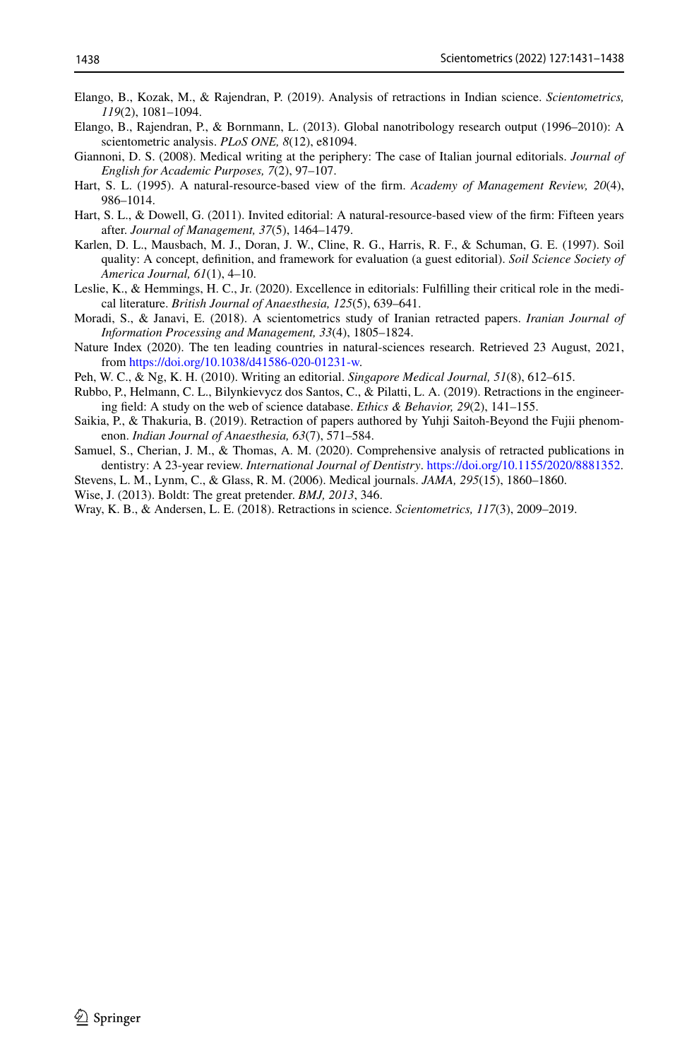Elango, B., Kozak, M., & Rajendran, P. (2019). Analysis of retractions in Indian science. *Scientometrics, 119*(2), 1081–1094.

Elango, B., Rajendran, P., & Bornmann, L. (2013). Global nanotribology research output (1996–2010): A scientometric analysis. *PLoS ONE, 8*(12), e81094.

Giannoni, D. S. (2008). Medical writing at the periphery: The case of Italian journal editorials. *Journal of English for Academic Purposes, 7*(2), 97–107.

Hart, S. L. (1995). A natural-resource-based view of the firm. *Academy of Management Review, 20*(4), 986–1014.

Hart, S. L., & Dowell, G. (2011). Invited editorial: A natural-resource-based view of the firm: Fifteen years after. *Journal of Management, 37*(5), 1464–1479.

Karlen, D. L., Mausbach, M. J., Doran, J. W., Cline, R. G., Harris, R. F., & Schuman, G. E. (1997). Soil quality: A concept, definition, and framework for evaluation (a guest editorial). *Soil Science Society of America Journal, 61*(1), 4–10.

Leslie, K., & Hemmings, H. C., Jr. (2020). Excellence in editorials: Fulfilling their critical role in the medical literature. *British Journal of Anaesthesia, 125*(5), 639–641.

Moradi, S., & Janavi, E. (2018). A scientometrics study of Iranian retracted papers. *Iranian Journal of Information Processing and Management, 33*(4), 1805–1824.

Nature Index (2020). The ten leading countries in natural-sciences research. Retrieved 23 August, 2021, from https://doi.org/10.1038/d41586-020-01231-w.

Peh, W. C., & Ng, K. H. (2010). Writing an editorial. *Singapore Medical Journal, 51*(8), 612–615.

Rubbo, P., Helmann, C. L., Bilynkievycz dos Santos, C., & Pilatti, L. A. (2019). Retractions in the engineering field: A study on the web of science database. *Ethics & Behavior, 29*(2), 141–155.

Saikia, P., & Thakuria, B. (2019). Retraction of papers authored by Yuhji Saitoh-Beyond the Fujii phenomenon. *Indian Journal of Anaesthesia, 63*(7), 571–584.

Samuel, S., Cherian, J. M., & Thomas, A. M. (2020). Comprehensive analysis of retracted publications in dentistry: A 23-year review. *International Journal of Dentistry*. https://doi.org/10.1155/2020/8881352.

Stevens, L. M., Lynm, C., & Glass, R. M. (2006). Medical journals. *JAMA, 295*(15), 1860–1860.

Wise, J. (2013). Boldt: The great pretender. *BMJ, 2013*, 346.

Wray, K. B., & Andersen, L. E. (2018). Retractions in science. *Scientometrics, 117*(3), 2009–2019.